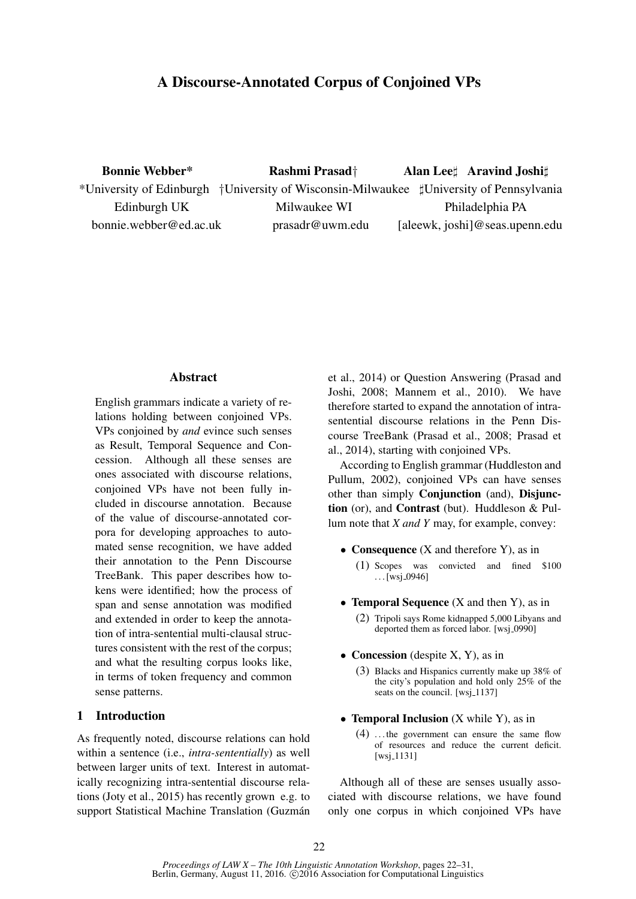# A Discourse-Annotated Corpus of Conjoined VPs

**Bonnie Webber*** 
*University of Edinburgh 
Edinburgh UK 
bonnie.webber@ed.ac.uk

**Rashmi Prasad†** 
†University of Wisconsin-Milwaukee 
Milwaukee WI 
prasadr@uwm.edu

**Alan Lee♯ Aravind Joshi♯** 
♯University of Pennsylvania 
Philadelphia PA 
[aleewk, joshi]@seas.upenn.edu

## Abstract

English grammars indicate a variety of relations holding between conjoined VPs. VPs conjoined by *and* evince such senses as Result, Temporal Sequence and Concession. Although all these senses are ones associated with discourse relations, conjoined VPs have not been fully included in discourse annotation. Because of the value of discourse-annotated corpora for developing approaches to automated sense recognition, we have added their annotation to the Penn Discourse TreeBank. This paper describes how tokens were identified; how the process of span and sense annotation was modified and extended in order to keep the annotation of intra-sentential multi-clausal structures consistent with the rest of the corpus; and what the resulting corpus looks like, in terms of token frequency and common sense patterns.

## 1 Introduction

As frequently noted, discourse relations can hold within a sentence (i.e., *intra-sententially*) as well between larger units of text. Interest in automatically recognizing intra-sentential discourse relations (Joty et al., 2015) has recently grown e.g. to support Statistical Machine Translation (Guzmán et al., 2014) or Question Answering (Prasad and Joshi, 2008; Mannem et al., 2010). We have therefore started to expand the annotation of intra-sentential discourse relations in the Penn Discourse TreeBank (Prasad et al., 2008; Prasad et al., 2014), starting with conjoined VPs.

According to English grammar (Huddleston and Pullum, 2002), conjoined VPs can have senses other than simply **Conjunction** (and), **Disjunction** (or), and **Contrast** (but). Huddleson & Pullum note that *X and Y* may, for example, convey:

- **Consequence** (X and therefore Y), as in
  (1) Scopes was convicted and fined $100 . . . [wsj_0946]
- **Temporal Sequence** (X and then Y), as in
  (2) Tripoli says Rome kidnapped 5,000 Libyans and deported them as forced labor. [wsj_0990]
- **Concession** (despite X, Y), as in
  (3) Blacks and Hispanics currently make up 38% of the city's population and hold only 25% of the seats on the council. [wsj_1137]
- **Temporal Inclusion** (X while Y), as in
  (4) . . . the government can ensure the same flow of resources and reduce the current deficit. [wsj_1131]

Although all of these are senses usually associated with discourse relations, we have found only one corpus in which conjoined VPs have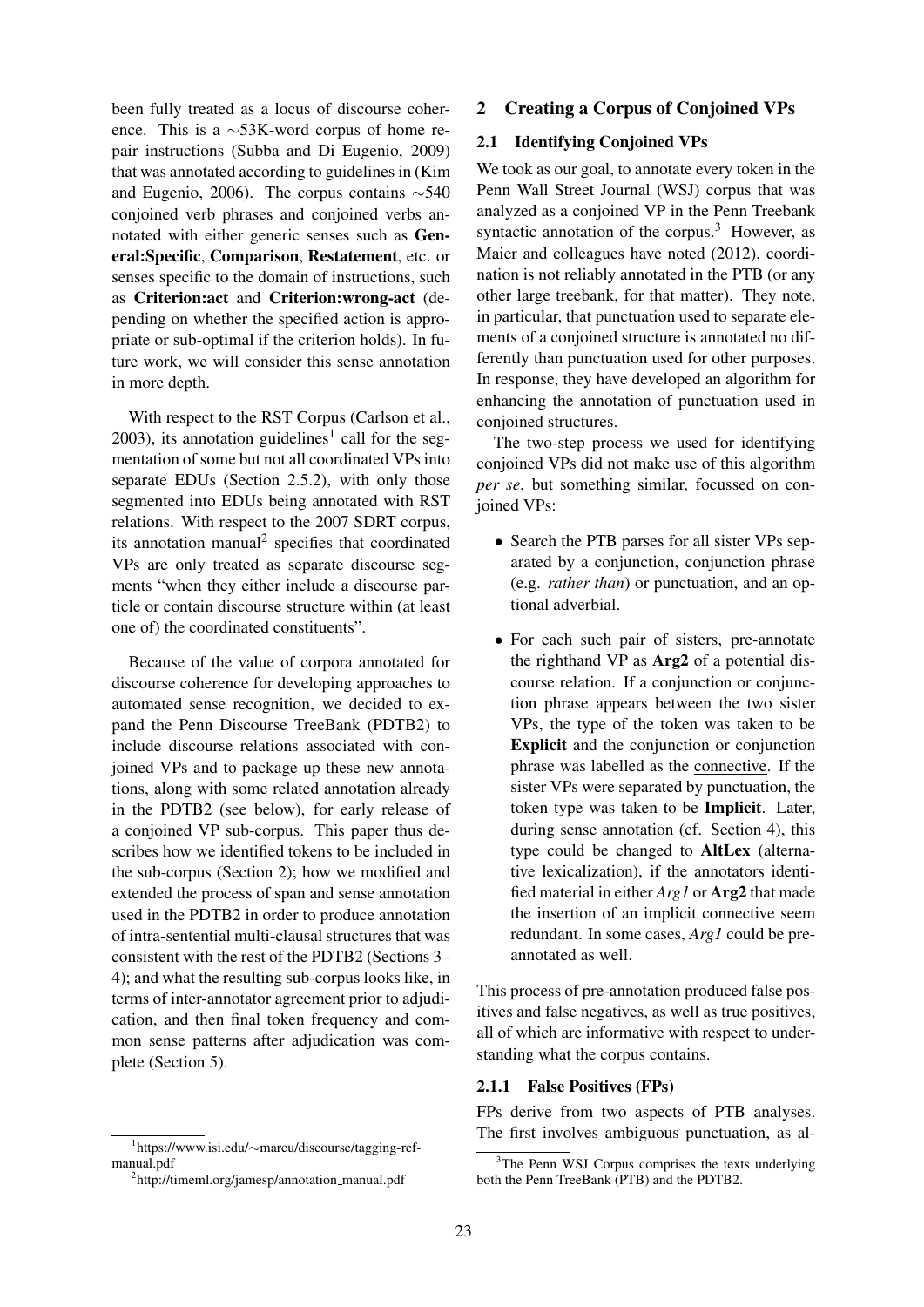been fully treated as a locus of discourse coherence. This is a ∼53K-word corpus of home repair instructions (Subba and Di Eugenio, 2009) that was annotated according to guidelines in (Kim and Eugenio, 2006). The corpus contains ∼540 conjoined verb phrases and conjoined verbs annotated with either generic senses such as **General:Specific**, **Comparison**, **Restatement**, etc. or senses specific to the domain of instructions, such as **Criterion:act** and **Criterion:wrong-act** (depending on whether the specified action is appropriate or sub-optimal if the criterion holds). In future work, we will consider this sense annotation in more depth.

With respect to the RST Corpus (Carlson et al., 2003), its annotation guidelines[1] call for the segmentation of some but not all coordinated VPs into separate EDUs (Section 2.5.2), with only those segmented into EDUs being annotated with RST relations. With respect to the 2007 SDRT corpus, its annotation manual[2] specifies that coordinated VPs are only treated as separate discourse segments "when they either include a discourse particle or contain discourse structure within (at least one of) the coordinated constituents".

Because of the value of corpora annotated for discourse coherence for developing approaches to automated sense recognition, we decided to expand the Penn Discourse TreeBank (PDTB2) to include discourse relations associated with conjoined VPs and to package up these new annotations, along with some related annotation already in the PDTB2 (see below), for early release of a conjoined VP sub-corpus. This paper thus describes how we identified tokens to be included in the sub-corpus (Section 2); how we modified and extended the process of span and sense annotation used in the PDTB2 in order to produce annotation of intra-sentential multi-clausal structures that was consistent with the rest of the PDTB2 (Sections 3–4); and what the resulting sub-corpus looks like, in terms of inter-annotator agreement prior to adjudication, and then final token frequency and common sense patterns after adjudication was complete (Section 5).

[1] https://www.isi.edu/∼marcu/discourse/tagging-ref-manual.pdf

[2] http://timeml.org/jamesp/annotation_manual.pdf

## 2 Creating a Corpus of Conjoined VPs

### 2.1 Identifying Conjoined VPs

We took as our goal, to annotate every token in the Penn Wall Street Journal (WSJ) corpus that was analyzed as a conjoined VP in the Penn Treebank syntactic annotation of the corpus.[3] However, as Maier and colleagues have noted (2012), coordination is not reliably annotated in the PTB (or any other large treebank, for that matter). They note, in particular, that punctuation used to separate elements of a conjoined structure is annotated no differently than punctuation used for other purposes. In response, they have developed an algorithm for enhancing the annotation of punctuation used in conjoined structures.

The two-step process we used for identifying conjoined VPs did not make use of this algorithm *per se*, but something similar, focussed on conjoined VPs:

- Search the PTB parses for all sister VPs separated by a conjunction, conjunction phrase (e.g. *rather than*) or punctuation, and an optional adverbial.
- For each such pair of sisters, pre-annotate the righthand VP as **Arg2** of a potential discourse relation. If a conjunction or conjunction phrase appears between the two sister VPs, the type of the token was taken to be **Explicit** and the conjunction or conjunction phrase was labelled as the <u>connective</u>. If the sister VPs were separated by punctuation, the token type was taken to be **Implicit**. Later, during sense annotation (cf. Section 4), this type could be changed to **AltLex** (alternative lexicalization), if the annotators identified material in either ***Arg1*** or **Arg2** that made the insertion of an implicit connective seem redundant. In some cases, *Arg1* could be pre-annotated as well.

This process of pre-annotation produced false positives and false negatives, as well as true positives, all of which are informative with respect to understanding what the corpus contains.

#### 2.1.1 False Positives (FPs)

FPs derive from two aspects of PTB analyses. The first involves ambiguous punctuation, as al-

[3] The Penn WSJ Corpus comprises the texts underlying both the Penn TreeBank (PTB) and the PDTB2.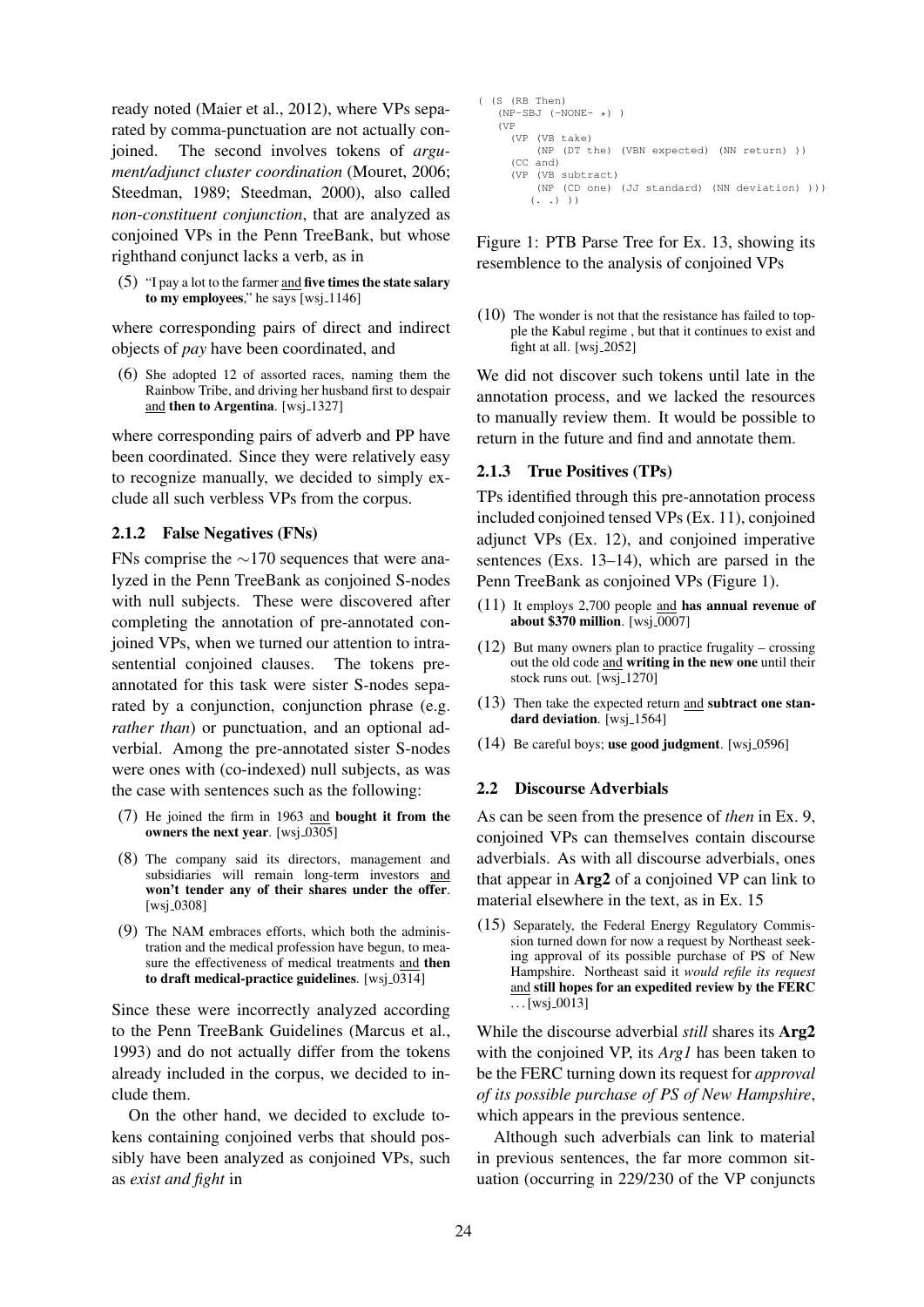ready noted (Maier et al., 2012), where VPs separated by comma-punctuation are not actually conjoined. The second involves tokens of *argument/adjunct cluster coordination* (Mouret, 2006; Steedman, 1989; Steedman, 2000), also called *non-constituent conjunction*, that are analyzed as conjoined VPs in the Penn TreeBank, but whose righthand conjunct lacks a verb, as in

(5) "I pay a lot to the farmer and **five times the state salary to my employees**," he says [wsj_1146]

where corresponding pairs of direct and indirect objects of *pay* have been coordinated, and

(6) She adopted 12 of assorted races, naming them the Rainbow Tribe, and driving her husband first to despair and **then to Argentina**. [wsj_1327]

where corresponding pairs of adverb and PP have been coordinated. Since they were relatively easy to recognize manually, we decided to simply exclude all such verbless VPs from the corpus.

### 2.1.2 False Negatives (FNs)

FNs comprise the ∼170 sequences that were analyzed in the Penn TreeBank as conjoined S-nodes with null subjects. These were discovered after completing the annotation of pre-annotated conjoined VPs, when we turned our attention to intra-sentential conjoined clauses. The tokens pre-annotated for this task were sister S-nodes separated by a conjunction, conjunction phrase (e.g. *rather than*) or punctuation, and an optional adverbial. Among the pre-annotated sister S-nodes were ones with (co-indexed) null subjects, as was the case with sentences such as the following:

(7) He joined the firm in 1963 and **bought it from the owners the next year**. [wsj_0305]

(8) The company said its directors, management and subsidiaries will remain long-term investors and **won't tender any of their shares under the offer**. [wsj_0308]

(9) The NAM embraces efforts, which both the administration and the medical profession have begun, to measure the effectiveness of medical treatments and **then to draft medical-practice guidelines**. [wsj_0314]

Since these were incorrectly analyzed according to the Penn TreeBank Guidelines (Marcus et al., 1993) and do not actually differ from the tokens already included in the corpus, we decided to include them.

On the other hand, we decided to exclude tokens containing conjoined verbs that should possibly have been analyzed as conjoined VPs, such as *exist and fight* in

```
( (S (RB Then)
   (NP-SBJ (-NONE- *) )
   (VP
     (VP (VB take)
         (NP (DT the) (VBN expected) (NN return) ))
     (CC and)
     (VP (VB subtract)
         (NP (CD one) (JJ standard) (NN deviation) )))
       (. .) ))
```

Figure 1: PTB Parse Tree for Ex. 13, showing its resemblence to the analysis of conjoined VPs

(10) The wonder is not that the resistance has failed to topple the Kabul regime , but that it continues to exist and fight at all. [wsj_2052]

We did not discover such tokens until late in the annotation process, and we lacked the resources to manually review them. It would be possible to return in the future and find and annotate them.

### 2.1.3 True Positives (TPs)

TPs identified through this pre-annotation process included conjoined tensed VPs (Ex. 11), conjoined adjunct VPs (Ex. 12), and conjoined imperative sentences (Exs. 13–14), which are parsed in the Penn TreeBank as conjoined VPs (Figure 1).

(11) It employs 2,700 people and **has annual revenue of about $370 million**. [wsj_0007]

(12) But many owners plan to practice frugality – crossing out the old code and **writing in the new one** until their stock runs out. [wsj_1270]

(13) Then take the expected return and **subtract one standard deviation**. [wsj_1564]

(14) Be careful boys; **use good judgment**. [wsj_0596]

## 2.2 Discourse Adverbials

As can be seen from the presence of *then* in Ex. 9, conjoined VPs can themselves contain discourse adverbials. As with all discourse adverbials, ones that appear in **Arg2** of a conjoined VP can link to material elsewhere in the text, as in Ex. 15

(15) Separately, the Federal Energy Regulatory Commission turned down for now a request by Northeast seeking approval of its possible purchase of PS of New Hampshire. Northeast said it *would refile its request* and **still hopes for an expedited review by the FERC** ... [wsj_0013]

While the discourse adverbial *still* shares its **Arg2** with the conjoined VP, its *Arg1* has been taken to be the FERC turning down its request for *approval of its possible purchase of PS of New Hampshire*, which appears in the previous sentence.

Although such adverbials can link to material in previous sentences, the far more common situation (occurring in 229/230 of the VP conjuncts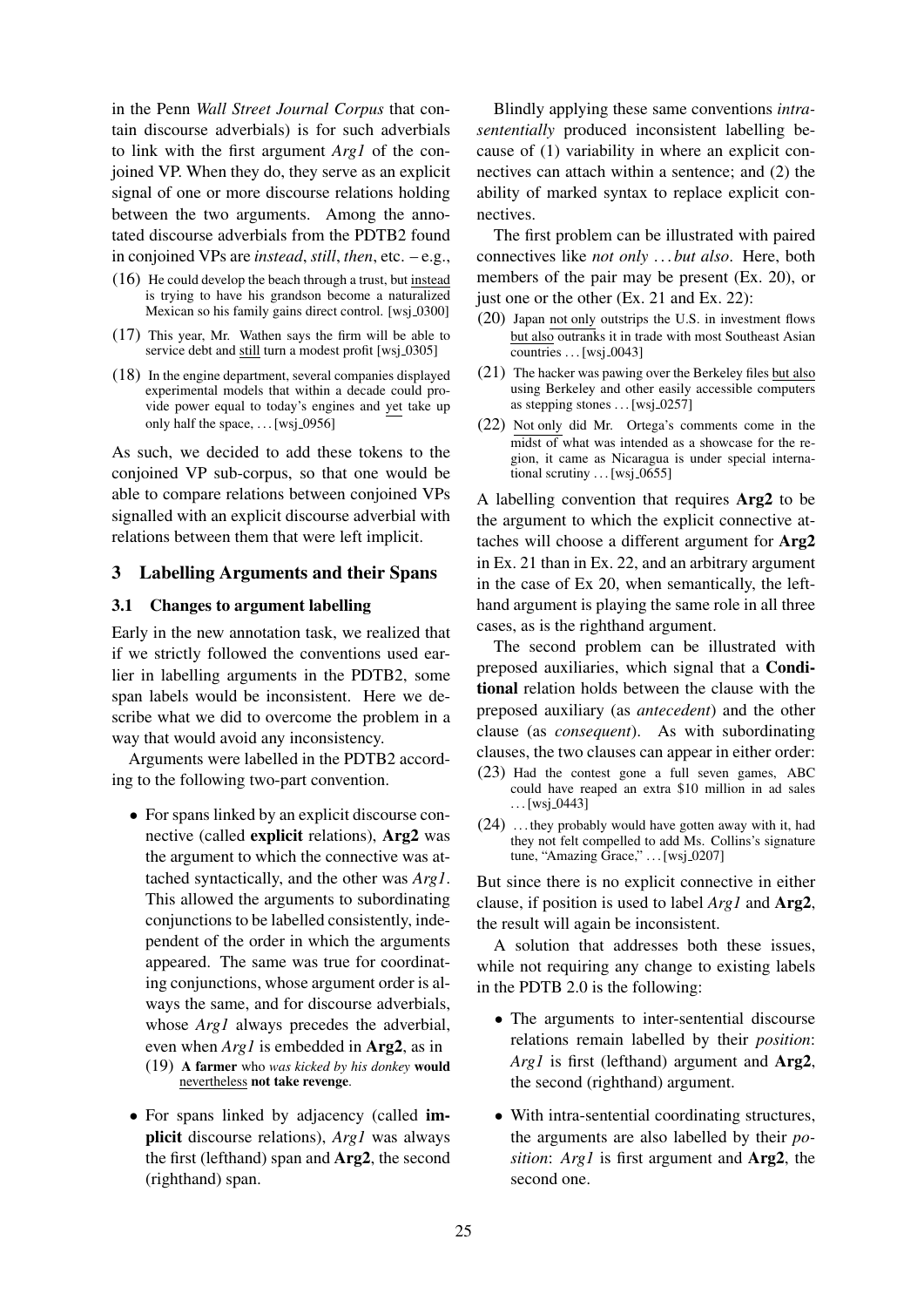in the Penn *Wall Street Journal Corpus* that contain discourse adverbials) is for such adverbials to link with the first argument *Arg1* of the conjoined VP. When they do, they serve as an explicit signal of one or more discourse relations holding between the two arguments. Among the annotated discourse adverbials from the PDTB2 found in conjoined VPs are *instead*, *still*, *then*, etc. – e.g.,

(16) He could develop the beach through a trust, but instead is trying to have his grandson become a naturalized Mexican so his family gains direct control. [wsj_0300]

(17) This year, Mr. Wathen says the firm will be able to service debt and still turn a modest profit [wsj_0305]

(18) In the engine department, several companies displayed experimental models that within a decade could provide power equal to today's engines and yet take up only half the space, . . . [wsj_0956]

As such, we decided to add these tokens to the conjoined VP sub-corpus, so that one would be able to compare relations between conjoined VPs signalled with an explicit discourse adverbial with relations between them that were left implicit.

## 3 Labelling Arguments and their Spans

### 3.1 Changes to argument labelling

Early in the new annotation task, we realized that if we strictly followed the conventions used earlier in labelling arguments in the PDTB2, some span labels would be inconsistent. Here we describe what we did to overcome the problem in a way that would avoid any inconsistency.

Arguments were labelled in the PDTB2 according to the following two-part convention.

- For spans linked by an explicit discourse connective (called **explicit** relations), **Arg2** was the argument to which the connective was attached syntactically, and the other was *Arg1*. This allowed the arguments to subordinating conjunctions to be labelled consistently, independent of the order in which the arguments appeared. The same was true for coordinating conjunctions, whose argument order is always the same, and for discourse adverbials, whose *Arg1* always precedes the adverbial, even when *Arg1* is embedded in **Arg2**, as in

  (19) **A farmer** who *was kicked by his donkey* **would** nevertheless **not take revenge**.

- For spans linked by adjacency (called **implicit** discourse relations), *Arg1* was always the first (lefthand) span and **Arg2**, the second (righthand) span.

Blindly applying these same conventions *intra-sententially* produced inconsistent labelling because of (1) variability in where an explicit connectives can attach within a sentence; and (2) the ability of marked syntax to replace explicit connectives.

The first problem can be illustrated with paired connectives like *not only . . . but also*. Here, both members of the pair may be present (Ex. 20), or just one or the other (Ex. 21 and Ex. 22):

(20) Japan not only outstrips the U.S. in investment flows but also outranks it in trade with most Southeast Asian countries . . . [wsj_0043]

(21) The hacker was pawing over the Berkeley files but also using Berkeley and other easily accessible computers as stepping stones . . . [wsj_0257]

(22) Not only did Mr. Ortega's comments come in the midst of what was intended as a showcase for the region, it came as Nicaragua is under special international scrutiny . . . [wsj_0655]

A labelling convention that requires **Arg2** to be the argument to which the explicit connective attaches will choose a different argument for **Arg2** in Ex. 21 than in Ex. 22, and an arbitrary argument in the case of Ex 20, when semantically, the left-hand argument is playing the same role in all three cases, as is the righthand argument.

The second problem can be illustrated with preposed auxiliaries, which signal that a **Conditional** relation holds between the clause with the preposed auxiliary (as *antecedent*) and the other clause (as *consequent*). As with subordinating clauses, the two clauses can appear in either order:

(23) Had the contest gone a full seven games, ABC could have reaped an extra $10 million in ad sales . . . [wsj_0443]

(24) . . . they probably would have gotten away with it, had they not felt compelled to add Ms. Collins's signature tune, "Amazing Grace," . . . [wsj_0207]

But since there is no explicit connective in either clause, if position is used to label *Arg1* and **Arg2**, the result will again be inconsistent.

A solution that addresses both these issues, while not requiring any change to existing labels in the PDTB 2.0 is the following:

- The arguments to inter-sentential discourse relations remain labelled by their *position*: *Arg1* is first (lefthand) argument and **Arg2**, the second (righthand) argument.
- With intra-sentential coordinating structures, the arguments are also labelled by their *position*: *Arg1* is first argument and **Arg2**, the second one.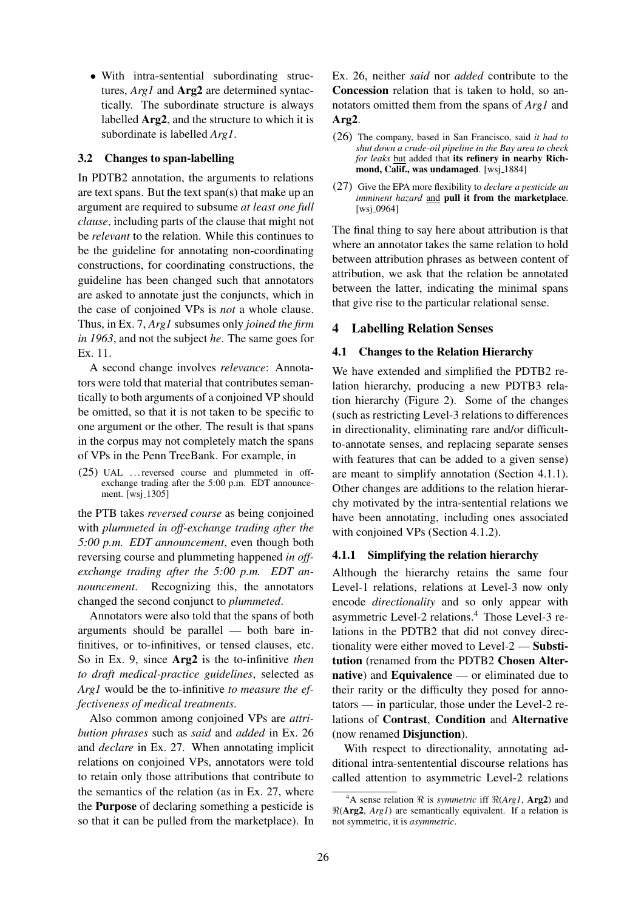- With intra-sentential subordinating structures, *Arg1* and **Arg2** are determined syntactically. The subordinate structure is always labelled **Arg2**, and the structure to which it is subordinate is labelled *Arg1*.

### 3.2 Changes to span-labelling

In PDTB2 annotation, the arguments to relations are text spans. But the text span(s) that make up an argument are required to subsume *at least one full clause*, including parts of the clause that might not be *relevant* to the relation. While this continues to be the guideline for annotating non-coordinating constructions, for coordinating constructions, the guideline has been changed such that annotators are asked to annotate just the conjuncts, which in the case of conjoined VPs is *not* a whole clause. Thus, in Ex. 7, *Arg1* subsumes only *joined the firm in 1963*, and not the subject *he*. The same goes for Ex. 11.

A second change involves *relevance*: Annotators were told that material that contributes semantically to both arguments of a conjoined VP should be omitted, so that it is not taken to be specific to one argument or the other. The result is that spans in the corpus may not completely match the spans of VPs in the Penn TreeBank. For example, in

(25) UAL ... reversed course and plummeted in off-exchange trading after the 5:00 p.m. EDT announcement. [wsj_1305]

the PTB takes *reversed course* as being conjoined with *plummeted in off-exchange trading after the 5:00 p.m. EDT announcement*, even though both reversing course and plummeting happened *in off-exchange trading after the 5:00 p.m. EDT announcement*. Recognizing this, the annotators changed the second conjunct to *plummeted*.

Annotators were also told that the spans of both arguments should be parallel — both bare infinitives, or to-infinitives, or tensed clauses, etc. So in Ex. 9, since **Arg2** is the to-infinitive *then to draft medical-practice guidelines*, selected as *Arg1* would be the to-infinitive *to measure the effectiveness of medical treatments*.

Also common among conjoined VPs are *attribution phrases* such as *said* and *added* in Ex. 26 and *declare* in Ex. 27. When annotating implicit relations on conjoined VPs, annotators were told to retain only those attributions that contribute to the semantics of the relation (as in Ex. 27, where the **Purpose** of declaring something a pesticide is so that it can be pulled from the marketplace). In Ex. 26, neither *said* nor *added* contribute to the **Concession** relation that is taken to hold, so annotators omitted them from the spans of *Arg1* and **Arg2**.

(26) The company, based in San Francisco, said *it had to shut down a crude-oil pipeline in the Bay area to check for leaks* <u>but</u> added that **its refinery in nearby Richmond, Calif., was undamaged**. [wsj_1884]

(27) Give the EPA more flexibility to *declare a pesticide an imminent hazard* <u>and</u> **pull it from the marketplace**. [wsj_0964]

The final thing to say here about attribution is that where an annotator takes the same relation to hold between attribution phrases as between content of attribution, we ask that the relation be annotated between the latter, indicating the minimal spans that give rise to the particular relational sense.

## 4 Labelling Relation Senses

### 4.1 Changes to the Relation Hierarchy

We have extended and simplified the PDTB2 relation hierarchy, producing a new PDTB3 relation hierarchy (Figure 2). Some of the changes (such as restricting Level-3 relations to differences in directionality, eliminating rare and/or difficult-to-annotate senses, and replacing separate senses with features that can be added to a given sense) are meant to simplify annotation (Section 4.1.1). Other changes are additions to the relation hierarchy motivated by the intra-sentential relations we have been annotating, including ones associated with conjoined VPs (Section 4.1.2).

#### 4.1.1 Simplifying the relation hierarchy

Although the hierarchy retains the same four Level-1 relations, relations at Level-3 now only encode *directionality* and so only appear with asymmetric Level-2 relations.[4] Those Level-3 relations in the PDTB2 that did not convey directionality were either moved to Level-2 — **Substitution** (renamed from the PDTB2 **Chosen Alternative**) and **Equivalence** — or eliminated due to their rarity or the difficulty they posed for annotators — in particular, those under the Level-2 relations of **Contrast**, **Condition** and **Alternative** (now renamed **Disjunction**).

With respect to directionality, annotating additional intra-sentential discourse relations has called attention to asymmetric Level-2 relations

[4] A sense relation $\Re$ is *symmetric* iff $\Re$(*Arg1*, **Arg2**) and $\Re$(**Arg2**, *Arg1*) are semantically equivalent. If a relation is not symmetric, it is *asymmetric*.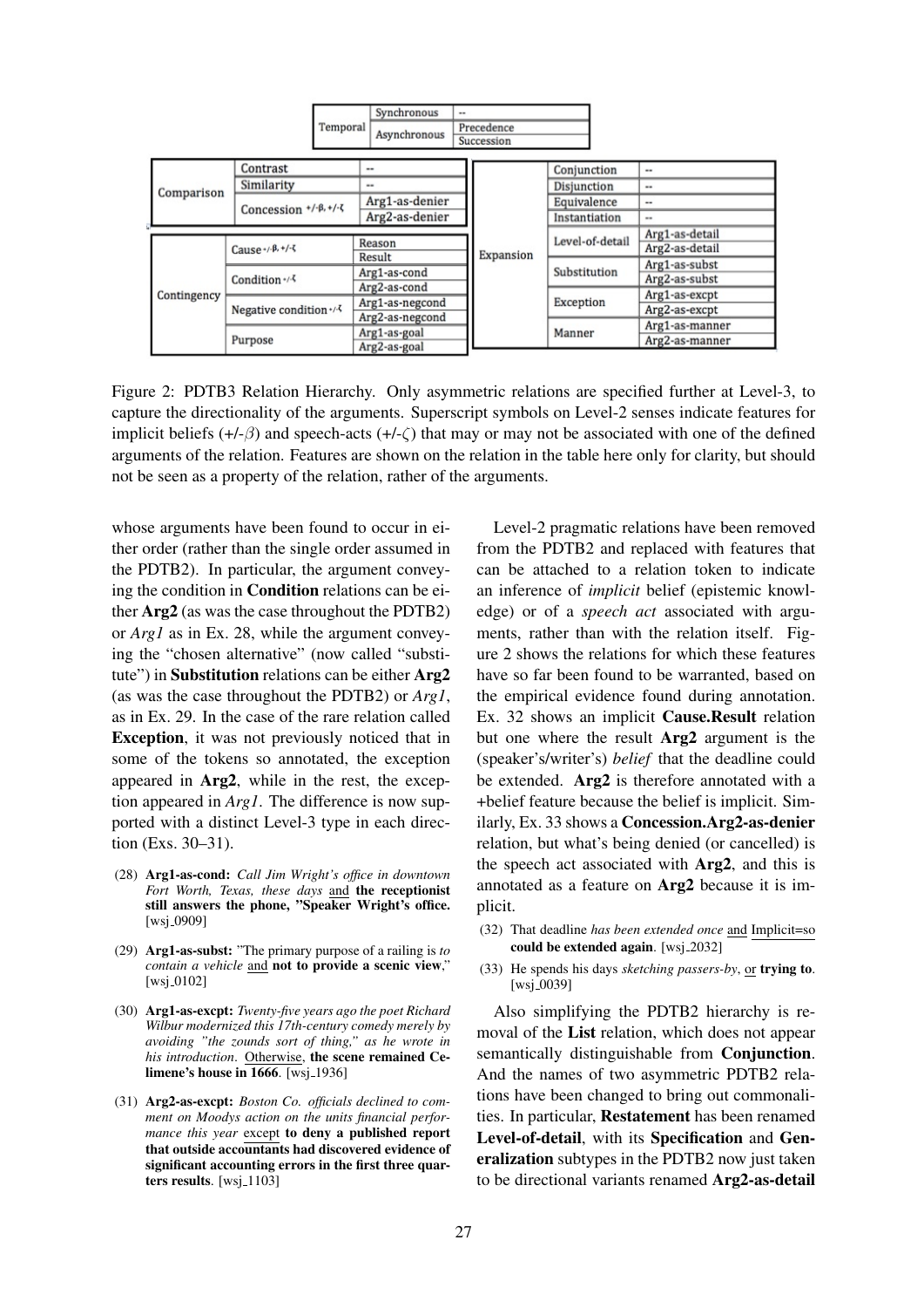| Temporal | Synchronous | -- |
|---|---|---|
| | Asynchronous | Precedence |
| | | Succession |

| Comparison | Contrast | -- |
|---|---|---|
| | Similarity | -- |
| | Concession $^{+/-\beta, +/-\zeta}$ | Arg1-as-denier |
| | | Arg2-as-denier |

| Contingency | Cause $^{+/-\beta, +/-\zeta}$ | Reason |
|---|---|---|
| | | Result |
| | Condition $^{+/-\zeta}$ | Arg1-as-cond |
| | | Arg2-as-cond |
| | Negative condition $^{+/-\zeta}$ | Arg1-as-negcond |
| | | Arg2-as-negcond |
| | Purpose | Arg1-as-goal |
| | | Arg2-as-goal |

| Expansion | Conjunction | -- |
|---|---|---|
| | Disjunction | -- |
| | Equivalence | -- |
| | Instantiation | -- |
| | Level-of-detail | Arg1-as-detail |
| | | Arg2-as-detail |
| | Substitution | Arg1-as-subst |
| | | Arg2-as-subst |
| | Exception | Arg1-as-excpt |
| | | Arg2-as-excpt |
| | Manner | Arg1-as-manner |
| | | Arg2-as-manner |

Figure 2: PDTB3 Relation Hierarchy. Only asymmetric relations are specified further at Level-3, to capture the directionality of the arguments. Superscript symbols on Level-2 senses indicate features for implicit beliefs (+/-$\beta$) and speech-acts (+/-$\zeta$) that may or may not be associated with one of the defined arguments of the relation. Features are shown on the relation in the table here only for clarity, but should not be seen as a property of the relation, rather of the arguments.

whose arguments have been found to occur in either order (rather than the single order assumed in the PDTB2). In particular, the argument conveying the condition in **Condition** relations can be either **Arg2** (as was the case throughout the PDTB2) or *Arg1* as in Ex. 28, while the argument conveying the "chosen alternative" (now called "substitute") in **Substitution** relations can be either **Arg2** (as was the case throughout the PDTB2) or *Arg1*, as in Ex. 29. In the case of the rare relation called **Exception**, it was not previously noticed that in some of the tokens so annotated, the exception appeared in **Arg2**, while in the rest, the exception appeared in *Arg1*. The difference is now supported with a distinct Level-3 type in each direction (Exs. 30–31).

(28) **Arg1-as-cond:** *Call Jim Wright's office in downtown Fort Worth, Texas, these days* and **the receptionist still answers the phone, "Speaker Wright's office.** [wsj_0909]

(29) **Arg1-as-subst:** "The primary purpose of a railing is *to contain a vehicle* and **not to provide a scenic view**," [wsj_0102]

(30) **Arg1-as-excpt:** *Twenty-five years ago the poet Richard Wilbur modernized this 17th-century comedy merely by avoiding "the zounds sort of thing," as he wrote in his introduction*. Otherwise, **the scene remained Celimene's house in 1666**. [wsj_1936]

(31) **Arg2-as-excpt:** *Boston Co. officials declined to comment on Moodys action on the units financial performance this year* except **to deny a published report that outside accountants had discovered evidence of significant accounting errors in the first three quarters results**. [wsj_1103]

Level-2 pragmatic relations have been removed from the PDTB2 and replaced with features that can be attached to a relation token to indicate an inference of *implicit* belief (epistemic knowledge) or of a *speech act* associated with arguments, rather than with the relation itself. Figure 2 shows the relations for which these features have so far been found to be warranted, based on the empirical evidence found during annotation. Ex. 32 shows an implicit **Cause.Result** relation but one where the result **Arg2** argument is the (speaker's/writer's) *belief* that the deadline could be extended. **Arg2** is therefore annotated with a +belief feature because the belief is implicit. Similarly, Ex. 33 shows a **Concession.Arg2-as-denier** relation, but what's being denied (or cancelled) is the speech act associated with **Arg2**, and this is annotated as a feature on **Arg2** because it is implicit.

(32) That deadline *has been extended once* and Implicit=so **could be extended again**. [wsj_2032]

(33) He spends his days *sketching passers-by*, or **trying to**. [wsj_0039]

Also simplifying the PDTB2 hierarchy is removal of the **List** relation, which does not appear semantically distinguishable from **Conjunction**. And the names of two asymmetric PDTB2 relations have been changed to bring out commonalities. In particular, **Restatement** has been renamed **Level-of-detail**, with its **Specification** and **Generalization** subtypes in the PDTB2 now just taken to be directional variants renamed **Arg2-as-detail**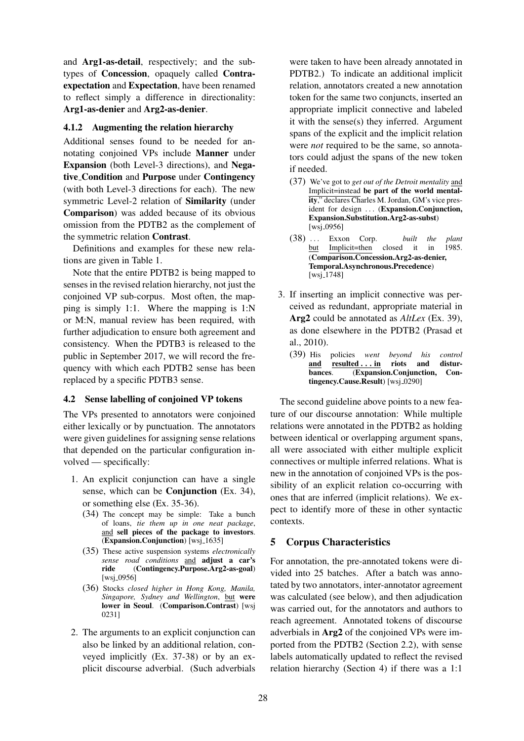and **Arg1-as-detail**, respectively; and the subtypes of **Concession**, opaquely called **Contra-expectation** and **Expectation**, have been renamed to reflect simply a difference in directionality: **Arg1-as-denier** and **Arg2-as-denier**.

### 4.1.2 Augmenting the relation hierarchy

Additional senses found to be needed for annotating conjoined VPs include **Manner** under **Expansion** (both Level-3 directions), and **Negative_Condition** and **Purpose** under **Contingency** (with both Level-3 directions for each). The new symmetric Level-2 relation of **Similarity** (under **Comparison**) was added because of its obvious omission from the PDTB2 as the complement of the symmetric relation **Contrast**.

Definitions and examples for these new relations are given in Table 1.

Note that the entire PDTB2 is being mapped to senses in the revised relation hierarchy, not just the conjoined VP sub-corpus. Most often, the mapping is simply 1:1. Where the mapping is 1:N or M:N, manual review has been required, with further adjudication to ensure both agreement and consistency. When the PDTB3 is released to the public in September 2017, we will record the frequency with which each PDTB2 sense has been replaced by a specific PDTB3 sense.

## 4.2 Sense labelling of conjoined VP tokens

The VPs presented to annotators were conjoined either lexically or by punctuation. The annotators were given guidelines for assigning sense relations that depended on the particular configuration involved — specifically:

1. An explicit conjunction can have a single sense, which can be **Conjunction** (Ex. 34), or something else (Ex. 35-36).

   (34) The concept may be simple: Take a bunch of loans, *tie them up in one neat package*, and **sell pieces of the package to investors**. (**Expansion.Conjunction**) [wsj_1635]

   (35) These active suspension systems *electronically sense road conditions* and **adjust a car's ride** (**Contingency.Purpose.Arg2-as-goal**) [wsj_0956]

   (36) Stocks *closed higher in Hong Kong, Manila, Singapore, Sydney and Wellington*, but **were lower in Seoul**. (**Comparison.Contrast**) [wsj 0231]

2. The arguments to an explicit conjunction can also be linked by an additional relation, conveyed implicitly (Ex. 37-38) or by an explicit discourse adverbial. (Such adverbials were taken to have been already annotated in PDTB2.) To indicate an additional implicit relation, annotators created a new annotation token for the same two conjuncts, inserted an appropriate implicit connective and labeled it with the sense(s) they inferred. Argument spans of the explicit and the implicit relation were *not* required to be the same, so annotators could adjust the spans of the new token if needed.

   (37) We've got to *get out of the Detroit mentality* and Implicit=instead **be part of the world mentality**," declares Charles M. Jordan, GM's vice president for design ... (**Expansion.Conjunction, Expansion.Substitution.Arg2-as-subst**) [wsj_0956]

   (38) ... Exxon Corp. *built the plant* but Implicit=then closed it in 1985. (**Comparison.Concession.Arg2-as-denier, Temporal.Asynchronous.Precedence**) [wsj_1748]

3. If inserting an implicit connective was perceived as redundant, appropriate material in **Arg2** could be annotated as *AltLex* (Ex. 39), as done elsewhere in the PDTB2 (Prasad et al., 2010).

   (39) His policies *went beyond his control* **and resulted . . . in riots and disturbances**. (**Expansion.Conjunction, Contingency.Cause.Result**) [wsj_0290]

The second guideline above points to a new feature of our discourse annotation: While multiple relations were annotated in the PDTB2 as holding between identical or overlapping argument spans, all were associated with either multiple explicit connectives or multiple inferred relations. What is new in the annotation of conjoined VPs is the possibility of an explicit relation co-occurring with ones that are inferred (implicit relations). We expect to identify more of these in other syntactic contexts.

## 5 Corpus Characteristics

For annotation, the pre-annotated tokens were divided into 25 batches. After a batch was annotated by two annotators, inter-annotator agreement was calculated (see below), and then adjudication was carried out, for the annotators and authors to reach agreement. Annotated tokens of discourse adverbials in **Arg2** of the conjoined VPs were imported from the PDTB2 (Section 2.2), with sense labels automatically updated to reflect the revised relation hierarchy (Section 4) if there was a 1:1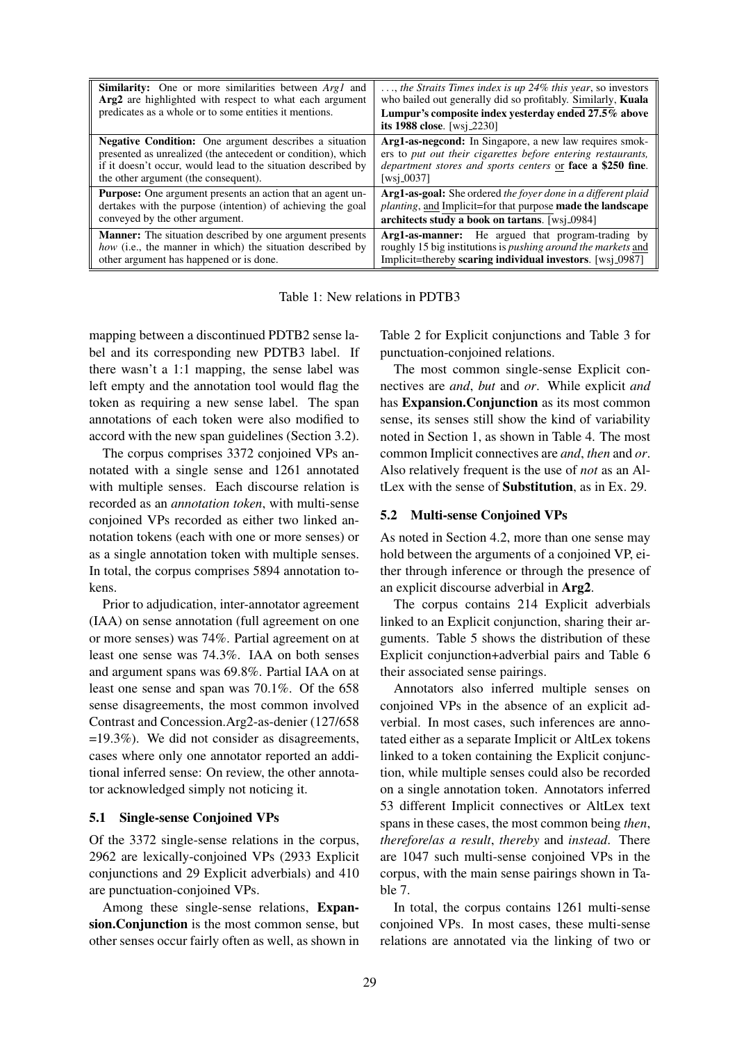| | |
|---|---|
| **Similarity:** One or more similarities between *Arg1* and **Arg2** are highlighted with respect to what each argument predicates as a whole or to some entities it mentions. | . . ., *the Straits Times index is up 24% this year*, so investors who bailed out generally did so profitably. Similarly, **Kuala Lumpur's composite index yesterday ended 27.5% above its 1988 close**. [wsj_2230] |
| **Negative Condition:** One argument describes a situation presented as unrealized (the antecedent or condition), which if it doesn't occur, would lead to the situation described by the other argument (the consequent). | **Arg1-as-negcond:** In Singapore, a new law requires smokers to *put out their cigarettes before entering restaurants, department stores and sports centers* or **face a $250 fine**. [wsj_0037] |
| **Purpose:** One argument presents an action that an agent undertakes with the purpose (intention) of achieving the goal conveyed by the other argument. | **Arg1-as-goal:** She ordered *the foyer done in a different plaid planting*, and Implicit=for that purpose **made the landscape architects study a book on tartans**. [wsj_0984] |
| **Manner:** The situation described by one argument presents *how* (i.e., the manner in which) the situation described by other argument has happened or is done. | **Arg1-as-manner:** He argued that program-trading by roughly 15 big institutions is *pushing around the markets* and Implicit=thereby **scaring individual investors**. [wsj_0987] |

Table 1: New relations in PDTB3

mapping between a discontinued PDTB2 sense label and its corresponding new PDTB3 label. If there wasn't a 1:1 mapping, the sense label was left empty and the annotation tool would flag the token as requiring a new sense label. The span annotations of each token were also modified to accord with the new span guidelines (Section 3.2).

The corpus comprises 3372 conjoined VPs annotated with a single sense and 1261 annotated with multiple senses. Each discourse relation is recorded as an *annotation token*, with multi-sense conjoined VPs recorded as either two linked annotation tokens (each with one or more senses) or as a single annotation token with multiple senses. In total, the corpus comprises 5894 annotation tokens.

Prior to adjudication, inter-annotator agreement (IAA) on sense annotation (full agreement on one or more senses) was 74%. Partial agreement on at least one sense was 74.3%. IAA on both senses and argument spans was 69.8%. Partial IAA on at least one sense and span was 70.1%. Of the 658 sense disagreements, the most common involved Contrast and Concession.Arg2-as-denier (127/658 =19.3%). We did not consider as disagreements, cases where only one annotator reported an additional inferred sense: On review, the other annotator acknowledged simply not noticing it.

### 5.1 Single-sense Conjoined VPs

Of the 3372 single-sense relations in the corpus, 2962 are lexically-conjoined VPs (2933 Explicit conjunctions and 29 Explicit adverbials) and 410 are punctuation-conjoined VPs.

Among these single-sense relations, **Expansion.Conjunction** is the most common sense, but other senses occur fairly often as well, as shown in Table 2 for Explicit conjunctions and Table 3 for punctuation-conjoined relations.

The most common single-sense Explicit connectives are *and*, *but* and *or*. While explicit *and* has **Expansion.Conjunction** as its most common sense, its senses still show the kind of variability noted in Section 1, as shown in Table 4. The most common Implicit connectives are *and*, *then* and *or*. Also relatively frequent is the use of *not* as an AltLex with the sense of **Substitution**, as in Ex. 29.

### 5.2 Multi-sense Conjoined VPs

As noted in Section 4.2, more than one sense may hold between the arguments of a conjoined VP, either through inference or through the presence of an explicit discourse adverbial in **Arg2**.

The corpus contains 214 Explicit adverbials linked to an Explicit conjunction, sharing their arguments. Table 5 shows the distribution of these Explicit conjunction+adverbial pairs and Table 6 their associated sense pairings.

Annotators also inferred multiple senses on conjoined VPs in the absence of an explicit adverbial. In most cases, such inferences are annotated either as a separate Implicit or AltLex tokens linked to a token containing the Explicit conjunction, while multiple senses could also be recorded on a single annotation token. Annotators inferred 53 different Implicit connectives or AltLex text spans in these cases, the most common being *then*, *therefore*/*as a result*, *thereby* and *instead*. There are 1047 such multi-sense conjoined VPs in the corpus, with the main sense pairings shown in Table 7.

In total, the corpus contains 1261 multi-sense conjoined VPs. In most cases, these multi-sense relations are annotated via the linking of two or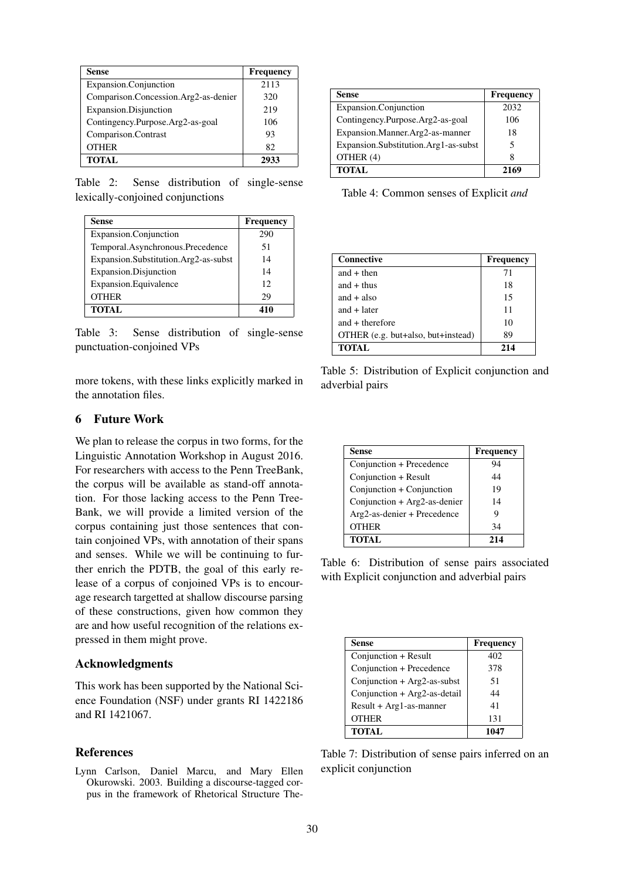| Sense | Frequency |
|---|---|
| Expansion.Conjunction | 2113 |
| Comparison.Concession.Arg2-as-denier | 320 |
| Expansion.Disjunction | 219 |
| Contingency.Purpose.Arg2-as-goal | 106 |
| Comparison.Contrast | 93 |
| OTHER | 82 |
| **TOTAL** | **2933** |

Table 2: Sense distribution of single-sense lexically-conjoined conjunctions

| Sense | Frequency |
|---|---|
| Expansion.Conjunction | 290 |
| Temporal.Asynchronous.Precedence | 51 |
| Expansion.Substitution.Arg2-as-subst | 14 |
| Expansion.Disjunction | 14 |
| Expansion.Equivalence | 12 |
| OTHER | 29 |
| **TOTAL** | **410** |

Table 3: Sense distribution of single-sense punctuation-conjoined VPs

more tokens, with these links explicitly marked in the annotation files.

## 6 Future Work

We plan to release the corpus in two forms, for the Linguistic Annotation Workshop in August 2016. For researchers with access to the Penn TreeBank, the corpus will be available as stand-off annotation. For those lacking access to the Penn TreeBank, we will provide a limited version of the corpus containing just those sentences that contain conjoined VPs, with annotation of their spans and senses. While we will be continuing to further enrich the PDTB, the goal of this early release of a corpus of conjoined VPs is to encourage research targetted at shallow discourse parsing of these constructions, given how common they are and how useful recognition of the relations expressed in them might prove.

## Acknowledgments

This work has been supported by the National Science Foundation (NSF) under grants RI 1422186 and RI 1421067.

## References

Lynn Carlson, Daniel Marcu, and Mary Ellen Okurowski. 2003. Building a discourse-tagged corpus in the framework of Rhetorical Structure The-

| Sense | Frequency |
|---|---|
| Expansion.Conjunction | 2032 |
| Contingency.Purpose.Arg2-as-goal | 106 |
| Expansion.Manner.Arg2-as-manner | 18 |
| Expansion.Substitution.Arg1-as-subst | 5 |
| OTHER (4) | 8 |
| **TOTAL** | **2169** |

Table 4: Common senses of Explicit *and*

| Connective | Frequency |
|---|---|
| and + then | 71 |
| and + thus | 18 |
| and + also | 15 |
| and + later | 11 |
| and + therefore | 10 |
| OTHER (e.g. but+also, but+instead) | 89 |
| **TOTAL** | **214** |

Table 5: Distribution of Explicit conjunction and adverbial pairs

| Sense | Frequency |
|---|---|
| Conjunction + Precedence | 94 |
| Conjunction + Result | 44 |
| Conjunction + Conjunction | 19 |
| Conjunction + Arg2-as-denier | 14 |
| Arg2-as-denier + Precedence | 9 |
| OTHER | 34 |
| **TOTAL** | **214** |

Table 6: Distribution of sense pairs associated with Explicit conjunction and adverbial pairs

| Sense | Frequency |
|---|---|
| Conjunction + Result | 402 |
| Conjunction + Precedence | 378 |
| Conjunction + Arg2-as-subst | 51 |
| Conjunction + Arg2-as-detail | 44 |
| Result + Arg1-as-manner | 41 |
| OTHER | 131 |
| **TOTAL** | **1047** |

Table 7: Distribution of sense pairs inferred on an explicit conjunction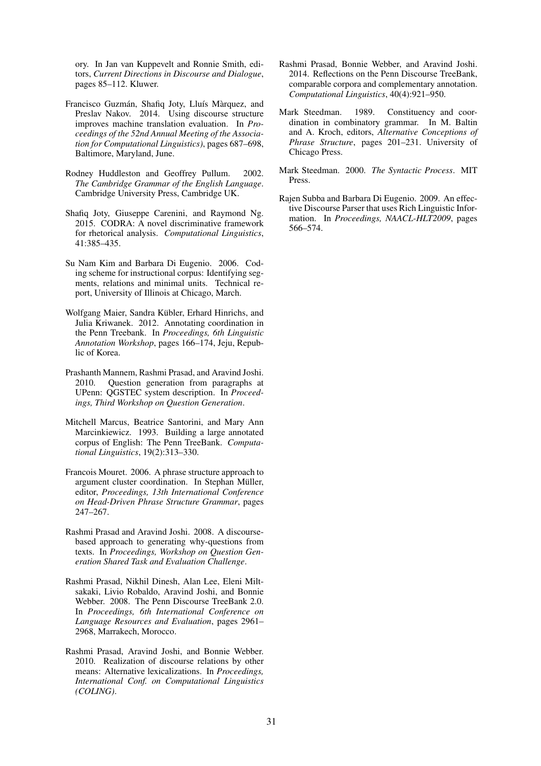ory. In Jan van Kuppevelt and Ronnie Smith, editors, *Current Directions in Discourse and Dialogue*, pages 85–112. Kluwer.

Francisco Guzmán, Shafiq Joty, Lluís Màrquez, and Preslav Nakov. 2014. Using discourse structure improves machine translation evaluation. In *Proceedings of the 52nd Annual Meeting of the Association for Computational Linguistics)*, pages 687–698, Baltimore, Maryland, June.

Rodney Huddleston and Geoffrey Pullum. 2002. *The Cambridge Grammar of the English Language*. Cambridge University Press, Cambridge UK.

Shafiq Joty, Giuseppe Carenini, and Raymond Ng. 2015. CODRA: A novel discriminative framework for rhetorical analysis. *Computational Linguistics*, 41:385–435.

Su Nam Kim and Barbara Di Eugenio. 2006. Coding scheme for instructional corpus: Identifying segments, relations and minimal units. Technical report, University of Illinois at Chicago, March.

Wolfgang Maier, Sandra Kübler, Erhard Hinrichs, and Julia Kriwanek. 2012. Annotating coordination in the Penn Treebank. In *Proceedings, 6th Linguistic Annotation Workshop*, pages 166–174, Jeju, Republic of Korea.

Prashanth Mannem, Rashmi Prasad, and Aravind Joshi. 2010. Question generation from paragraphs at UPenn: QGSTEC system description. In *Proceedings, Third Workshop on Question Generation*.

Mitchell Marcus, Beatrice Santorini, and Mary Ann Marcinkiewicz. 1993. Building a large annotated corpus of English: The Penn TreeBank. *Computational Linguistics*, 19(2):313–330.

Francois Mouret. 2006. A phrase structure approach to argument cluster coordination. In Stephan Müller, editor, *Proceedings, 13th International Conference on Head-Driven Phrase Structure Grammar*, pages 247–267.

Rashmi Prasad and Aravind Joshi. 2008. A discourse-based approach to generating why-questions from texts. In *Proceedings, Workshop on Question Generation Shared Task and Evaluation Challenge*.

Rashmi Prasad, Nikhil Dinesh, Alan Lee, Eleni Miltsakaki, Livio Robaldo, Aravind Joshi, and Bonnie Webber. 2008. The Penn Discourse TreeBank 2.0. In *Proceedings, 6th International Conference on Language Resources and Evaluation*, pages 2961–2968, Marrakech, Morocco.

Rashmi Prasad, Aravind Joshi, and Bonnie Webber. 2010. Realization of discourse relations by other means: Alternative lexicalizations. In *Proceedings, International Conf. on Computational Linguistics (COLING)*.

Rashmi Prasad, Bonnie Webber, and Aravind Joshi. 2014. Reflections on the Penn Discourse TreeBank, comparable corpora and complementary annotation. *Computational Linguistics*, 40(4):921–950.

Mark Steedman. 1989. Constituency and coordination in combinatory grammar. In M. Baltin and A. Kroch, editors, *Alternative Conceptions of Phrase Structure*, pages 201–231. University of Chicago Press.

Mark Steedman. 2000. *The Syntactic Process*. MIT Press.

Rajen Subba and Barbara Di Eugenio. 2009. An effective Discourse Parser that uses Rich Linguistic Information. In *Proceedings, NAACL-HLT2009*, pages 566–574.